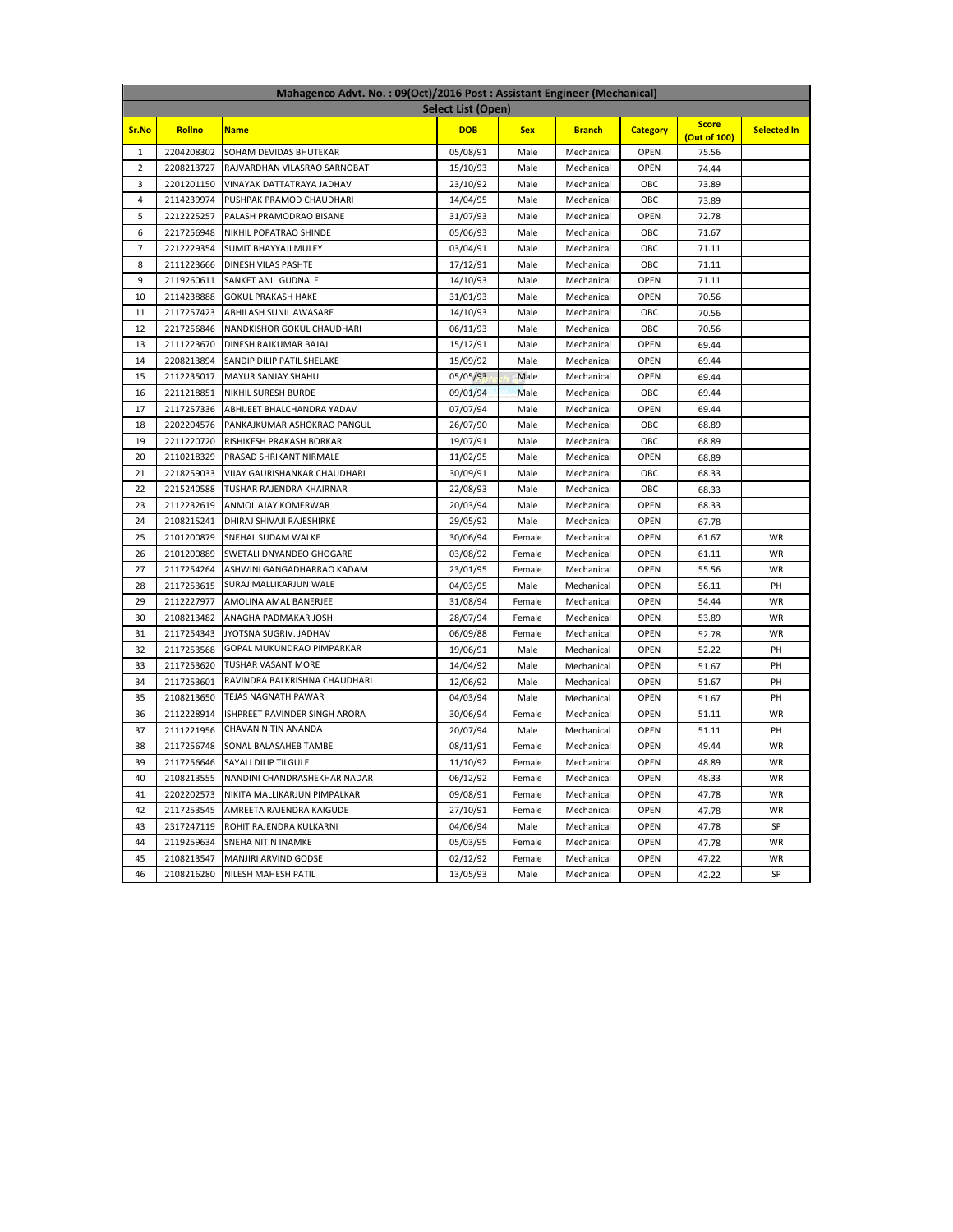| Mahagenco Advt. No. : 09(Oct)/2016 Post : Assistant Engineer (Mechanical) | | | | | | | | |
|---|---|---|---|---|---|---|---|---|
| Select List (Open) | | | | | | | | |
| Sr.No | Rollno | Name | DOB | Sex | Branch | Category | Score (Out of 100) | Selected In |
| 1 | 2204208302 | SOHAM DEVIDAS BHUTEKAR | 05/08/91 | Male | Mechanical | OPEN | 75.56 | |
| 2 | 2208213727 | RAJVARDHAN VILASRAO SARNOBAT | 15/10/93 | Male | Mechanical | OPEN | 74.44 | |
| 3 | 2201201150 | VINAYAK DATTATRAYA JADHAV | 23/10/92 | Male | Mechanical | OBC | 73.89 | |
| 4 | 2114239974 | PUSHPAK PRAMOD CHAUDHARI | 14/04/95 | Male | Mechanical | OBC | 73.89 | |
| 5 | 2212225257 | PALASH PRAMODRAO BISANE | 31/07/93 | Male | Mechanical | OPEN | 72.78 | |
| 6 | 2217256948 | NIKHIL POPATRAO SHINDE | 05/06/93 | Male | Mechanical | OBC | 71.67 | |
| 7 | 2212229354 | SUMIT BHAYYAJI MULEY | 03/04/91 | Male | Mechanical | OBC | 71.11 | |
| 8 | 2111223666 | DINESH VILAS PASHTE | 17/12/91 | Male | Mechanical | OBC | 71.11 | |
| 9 | 2119260611 | SANKET ANIL GUDNALE | 14/10/93 | Male | Mechanical | OPEN | 71.11 | |
| 10 | 2114238888 | GOKUL PRAKASH HAKE | 31/01/93 | Male | Mechanical | OPEN | 70.56 | |
| 11 | 2117257423 | ABHILASH SUNIL AWASARE | 14/10/93 | Male | Mechanical | OBC | 70.56 | |
| 12 | 2217256846 | NANDKISHOR GOKUL CHAUDHARI | 06/11/93 | Male | Mechanical | OBC | 70.56 | |
| 13 | 2111223670 | DINESH RAJKUMAR BAJAJ | 15/12/91 | Male | Mechanical | OPEN | 69.44 | |
| 14 | 2208213894 | SANDIP DILIP PATIL SHELAKE | 15/09/92 | Male | Mechanical | OPEN | 69.44 | |
| 15 | 2112235017 | MAYUR SANJAY SHAHU | 05/05/93 | Male | Mechanical | OPEN | 69.44 | |
| 16 | 2211218851 | NIKHIL SURESH BURDE | 09/01/94 | Male | Mechanical | OBC | 69.44 | |
| 17 | 2117257336 | ABHIJEET BHALCHANDRA YADAV | 07/07/94 | Male | Mechanical | OPEN | 69.44 | |
| 18 | 2202204576 | PANKAJKUMAR ASHOKRAO PANGUL | 26/07/90 | Male | Mechanical | OBC | 68.89 | |
| 19 | 2211220720 | RISHIKESH PRAKASH BORKAR | 19/07/91 | Male | Mechanical | OBC | 68.89 | |
| 20 | 2110218329 | PRASAD SHRIKANT NIRMALE | 11/02/95 | Male | Mechanical | OPEN | 68.89 | |
| 21 | 2218259033 | VIJAY GAURISHANKAR CHAUDHARI | 30/09/91 | Male | Mechanical | OBC | 68.33 | |
| 22 | 2215240588 | TUSHAR RAJENDRA KHAIRNAR | 22/08/93 | Male | Mechanical | OBC | 68.33 | |
| 23 | 2112232619 | ANMOL AJAY KOMERWAR | 20/03/94 | Male | Mechanical | OPEN | 68.33 | |
| 24 | 2108215241 | DHIRAJ SHIVAJI RAJESHIRKE | 29/05/92 | Male | Mechanical | OPEN | 67.78 | |
| 25 | 2101200879 | SNEHAL SUDAM WALKE | 30/06/94 | Female | Mechanical | OPEN | 61.67 | WR |
| 26 | 2101200889 | SWETALI DNYANDEO GHOGARE | 03/08/92 | Female | Mechanical | OPEN | 61.11 | WR |
| 27 | 2117254264 | ASHWINI GANGADHARRAO KADAM | 23/01/95 | Female | Mechanical | OPEN | 55.56 | WR |
| 28 | 2117253615 | SURAJ MALLIKARJUN WALE | 04/03/95 | Male | Mechanical | OPEN | 56.11 | PH |
| 29 | 2112227977 | AMOLINA AMAL BANERJEE | 31/08/94 | Female | Mechanical | OPEN | 54.44 | WR |
| 30 | 2108213482 | ANAGHA PADMAKAR JOSHI | 28/07/94 | Female | Mechanical | OPEN | 53.89 | WR |
| 31 | 2117254343 | JYOTSNA SUGRIV. JADHAV | 06/09/88 | Female | Mechanical | OPEN | 52.78 | WR |
| 32 | 2117253568 | GOPAL MUKUNDRAO PIMPARKAR | 19/06/91 | Male | Mechanical | OPEN | 52.22 | PH |
| 33 | 2117253620 | TUSHAR VASANT MORE | 14/04/92 | Male | Mechanical | OPEN | 51.67 | PH |
| 34 | 2117253601 | RAVINDRA BALKRISHNA CHAUDHARI | 12/06/92 | Male | Mechanical | OPEN | 51.67 | PH |
| 35 | 2108213650 | TEJAS NAGNATH PAWAR | 04/03/94 | Male | Mechanical | OPEN | 51.67 | PH |
| 36 | 2112228914 | ISHPREET RAVINDER SINGH ARORA | 30/06/94 | Female | Mechanical | OPEN | 51.11 | WR |
| 37 | 2111221956 | CHAVAN NITIN ANANDA | 20/07/94 | Male | Mechanical | OPEN | 51.11 | PH |
| 38 | 2117256748 | SONAL BALASAHEB TAMBE | 08/11/91 | Female | Mechanical | OPEN | 49.44 | WR |
| 39 | 2117256646 | SAYALI DILIP TILGULE | 11/10/92 | Female | Mechanical | OPEN | 48.89 | WR |
| 40 | 2108213555 | NANDINI CHANDRASHEKHAR NADAR | 06/12/92 | Female | Mechanical | OPEN | 48.33 | WR |
| 41 | 2202202573 | NIKITA MALLIKARJUN PIMPALKAR | 09/08/91 | Female | Mechanical | OPEN | 47.78 | WR |
| 42 | 2117253545 | AMREETA RAJENDRA KAIGUDE | 27/10/91 | Female | Mechanical | OPEN | 47.78 | WR |
| 43 | 2317247119 | ROHIT RAJENDRA KULKARNI | 04/06/94 | Male | Mechanical | OPEN | 47.78 | SP |
| 44 | 2119259634 | SNEHA NITIN INAMKE | 05/03/95 | Female | Mechanical | OPEN | 47.78 | WR |
| 45 | 2108213547 | MANJIRI ARVIND GODSE | 02/12/92 | Female | Mechanical | OPEN | 47.22 | WR |
| 46 | 2108216280 | NILESH MAHESH PATIL | 13/05/93 | Male | Mechanical | OPEN | 42.22 | SP |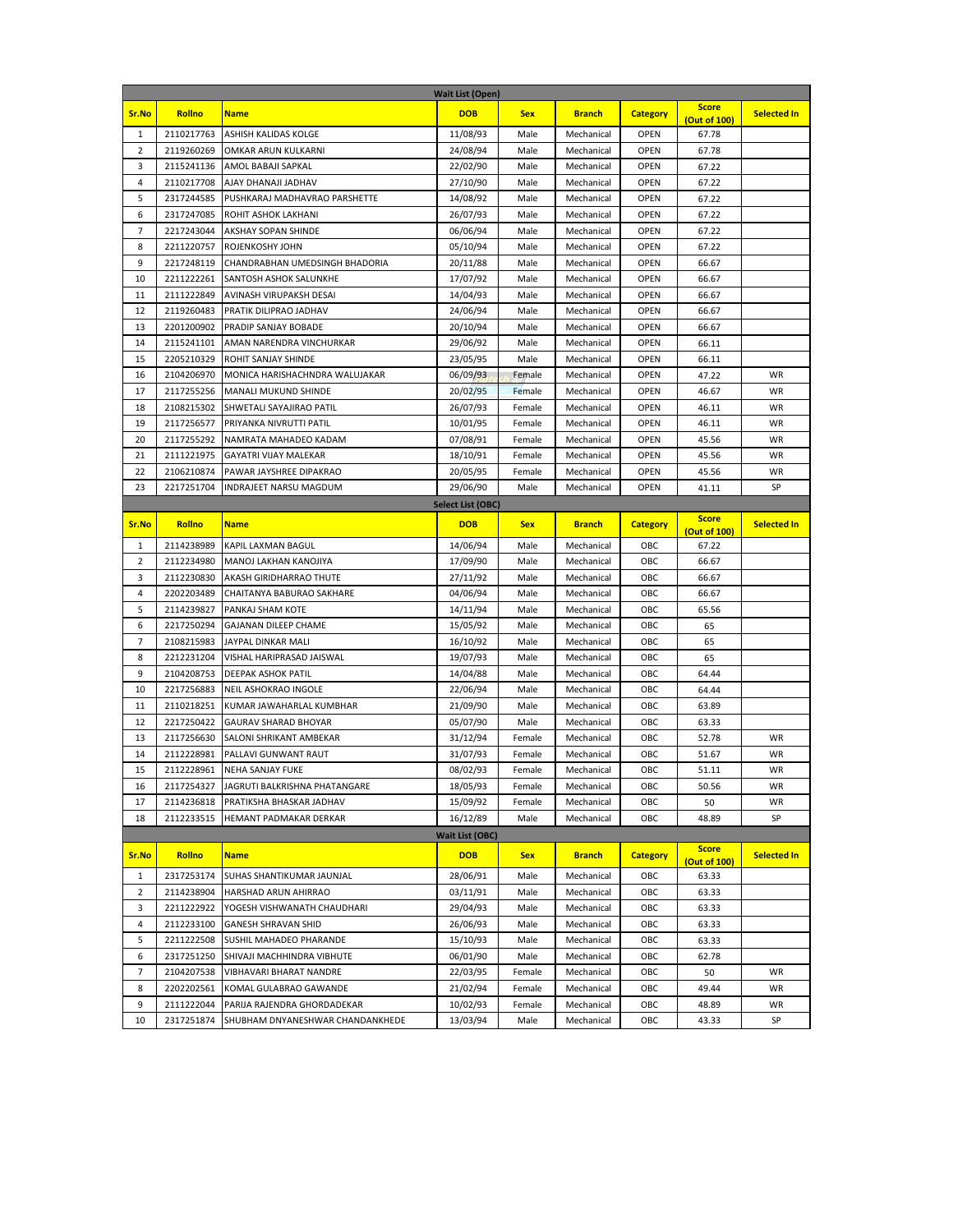| Wait List (Open) | | | | | | | | |
|---|---|---|---|---|---|---|---|---|
| Sr.No | Rollno | Name | DOB | Sex | Branch | Category | Score (Out of 100) | Selected In |
| 1 | 2110217763 | ASHISH KALIDAS KOLGE | 11/08/93 | Male | Mechanical | OPEN | 67.78 | |
| 2 | 2119260269 | OMKAR ARUN KULKARNI | 24/08/94 | Male | Mechanical | OPEN | 67.78 | |
| 3 | 2115241136 | AMOL BABAJI SAPKAL | 22/02/90 | Male | Mechanical | OPEN | 67.22 | |
| 4 | 2110217708 | AJAY DHANAJI JADHAV | 27/10/90 | Male | Mechanical | OPEN | 67.22 | |
| 5 | 2317244585 | PUSHKARAJ MADHAVRAO PARSHETTE | 14/08/92 | Male | Mechanical | OPEN | 67.22 | |
| 6 | 2317247085 | ROHIT ASHOK LAKHANI | 26/07/93 | Male | Mechanical | OPEN | 67.22 | |
| 7 | 2217243044 | AKSHAY SOPAN SHINDE | 06/06/94 | Male | Mechanical | OPEN | 67.22 | |
| 8 | 2211220757 | ROJENKOSHY JOHN | 05/10/94 | Male | Mechanical | OPEN | 67.22 | |
| 9 | 2217248119 | CHANDRABHAN UMEDSINGH BHADORIA | 20/11/88 | Male | Mechanical | OPEN | 66.67 | |
| 10 | 2211222261 | SANTOSH ASHOK SALUNKHE | 17/07/92 | Male | Mechanical | OPEN | 66.67 | |
| 11 | 2111222849 | AVINASH VIRUPAKSH DESAI | 14/04/93 | Male | Mechanical | OPEN | 66.67 | |
| 12 | 2119260483 | PRATIK DILIPRAO JADHAV | 24/06/94 | Male | Mechanical | OPEN | 66.67 | |
| 13 | 2201200902 | PRADIP SANJAY BOBADE | 20/10/94 | Male | Mechanical | OPEN | 66.67 | |
| 14 | 2115241101 | AMAN NARENDRA VINCHURKAR | 29/06/92 | Male | Mechanical | OPEN | 66.11 | |
| 15 | 2205210329 | ROHIT SANJAY SHINDE | 23/05/95 | Male | Mechanical | OPEN | 66.11 | |
| 16 | 2104206970 | MONICA HARISHACHNDRA WALUJAKAR | 06/09/93 | Female | Mechanical | OPEN | 47.22 | WR |
| 17 | 2117255256 | MANALI MUKUND SHINDE | 20/02/95 | Female | Mechanical | OPEN | 46.67 | WR |
| 18 | 2108215302 | SHWETALI SAYAJIRAO PATIL | 26/07/93 | Female | Mechanical | OPEN | 46.11 | WR |
| 19 | 2117256577 | PRIYANKA NIVRUTTI PATIL | 10/01/95 | Female | Mechanical | OPEN | 46.11 | WR |
| 20 | 2117255292 | NAMRATA MAHADEO KADAM | 07/08/91 | Female | Mechanical | OPEN | 45.56 | WR |
| 21 | 2111221975 | GAYATRI VIJAY MALEKAR | 18/10/91 | Female | Mechanical | OPEN | 45.56 | WR |
| 22 | 2106210874 | PAWAR JAYSHREE DIPAKRAO | 20/05/95 | Female | Mechanical | OPEN | 45.56 | WR |
| 23 | 2217251704 | INDRAJEET NARSU MAGDUM | 29/06/90 | Male | Mechanical | OPEN | 41.11 | SP |

| Select List (OBC) | | | | | | | | |
|---|---|---|---|---|---|---|---|---|
| Sr.No | Rollno | Name | DOB | Sex | Branch | Category | Score (Out of 100) | Selected In |
| 1 | 2114238989 | KAPIL LAXMAN BAGUL | 14/06/94 | Male | Mechanical | OBC | 67.22 | |
| 2 | 2112234980 | MANOJ LAKHAN KANOJIYA | 17/09/90 | Male | Mechanical | OBC | 66.67 | |
| 3 | 2112230830 | AKASH GIRIDHARRAO THUTE | 27/11/92 | Male | Mechanical | OBC | 66.67 | |
| 4 | 2202203489 | CHAITANYA BABURAO SAKHARE | 04/06/94 | Male | Mechanical | OBC | 66.67 | |
| 5 | 2114239827 | PANKAJ SHAM KOTE | 14/11/94 | Male | Mechanical | OBC | 65.56 | |
| 6 | 2217250294 | GAJANAN DILEEP CHAME | 15/05/92 | Male | Mechanical | OBC | 65 | |
| 7 | 2108215983 | JAYPAL DINKAR MALI | 16/10/92 | Male | Mechanical | OBC | 65 | |
| 8 | 2212231204 | VISHAL HARIPRASAD JAISWAL | 19/07/93 | Male | Mechanical | OBC | 65 | |
| 9 | 2104208753 | DEEPAK ASHOK PATIL | 14/04/88 | Male | Mechanical | OBC | 64.44 | |
| 10 | 2217256883 | NEIL ASHOKRAO INGOLE | 22/06/94 | Male | Mechanical | OBC | 64.44 | |
| 11 | 2110218251 | KUMAR JAWAHARLAL KUMBHAR | 21/09/90 | Male | Mechanical | OBC | 63.89 | |
| 12 | 2217250422 | GAURAV SHARAD BHOYAR | 05/07/90 | Male | Mechanical | OBC | 63.33 | |
| 13 | 2117256630 | SALONI SHRIKANT AMBEKAR | 31/12/94 | Female | Mechanical | OBC | 52.78 | WR |
| 14 | 2112228981 | PALLAVI GUNWANT RAUT | 31/07/93 | Female | Mechanical | OBC | 51.67 | WR |
| 15 | 2112228961 | NEHA SANJAY FUKE | 08/02/93 | Female | Mechanical | OBC | 51.11 | WR |
| 16 | 2117254327 | JAGRUTI BALKRISHNA PHATANGARE | 18/05/93 | Female | Mechanical | OBC | 50.56 | WR |
| 17 | 2114236818 | PRATIKSHA BHASKAR JADHAV | 15/09/92 | Female | Mechanical | OBC | 50 | WR |
| 18 | 2112233515 | HEMANT PADMAKAR DERKAR | 16/12/89 | Male | Mechanical | OBC | 48.89 | SP |

| Wait List (OBC) | | | | | | | | |
|---|---|---|---|---|---|---|---|---|
| Sr.No | Rollno | Name | DOB | Sex | Branch | Category | Score (Out of 100) | Selected In |
| 1 | 2317253174 | SUHAS SHANTIKUMAR JAUNJAL | 28/06/91 | Male | Mechanical | OBC | 63.33 | |
| 2 | 2114238904 | HARSHAD ARUN AHIRRAO | 03/11/91 | Male | Mechanical | OBC | 63.33 | |
| 3 | 2211222922 | YOGESH VISHWANATH CHAUDHARI | 29/04/93 | Male | Mechanical | OBC | 63.33 | |
| 4 | 2112233100 | GANESH SHRAVAN SHID | 26/06/93 | Male | Mechanical | OBC | 63.33 | |
| 5 | 2211222508 | SUSHIL MAHADEO PHARANDE | 15/10/93 | Male | Mechanical | OBC | 63.33 | |
| 6 | 2317251250 | SHIVAJI MACHHINDRA VIBHUTE | 06/01/90 | Male | Mechanical | OBC | 62.78 | |
| 7 | 2104207538 | VIBHAVARI BHARAT NANDRE | 22/03/95 | Female | Mechanical | OBC | 50 | WR |
| 8 | 2202202561 | KOMAL GULABRAO GAWANDE | 21/02/94 | Female | Mechanical | OBC | 49.44 | WR |
| 9 | 2111222044 | PARIJA RAJENDRA GHORDADEKAR | 10/02/93 | Female | Mechanical | OBC | 48.89 | WR |
| 10 | 2317251874 | SHUBHAM DNYANESHWAR CHANDANKHEDE | 13/03/94 | Male | Mechanical | OBC | 43.33 | SP |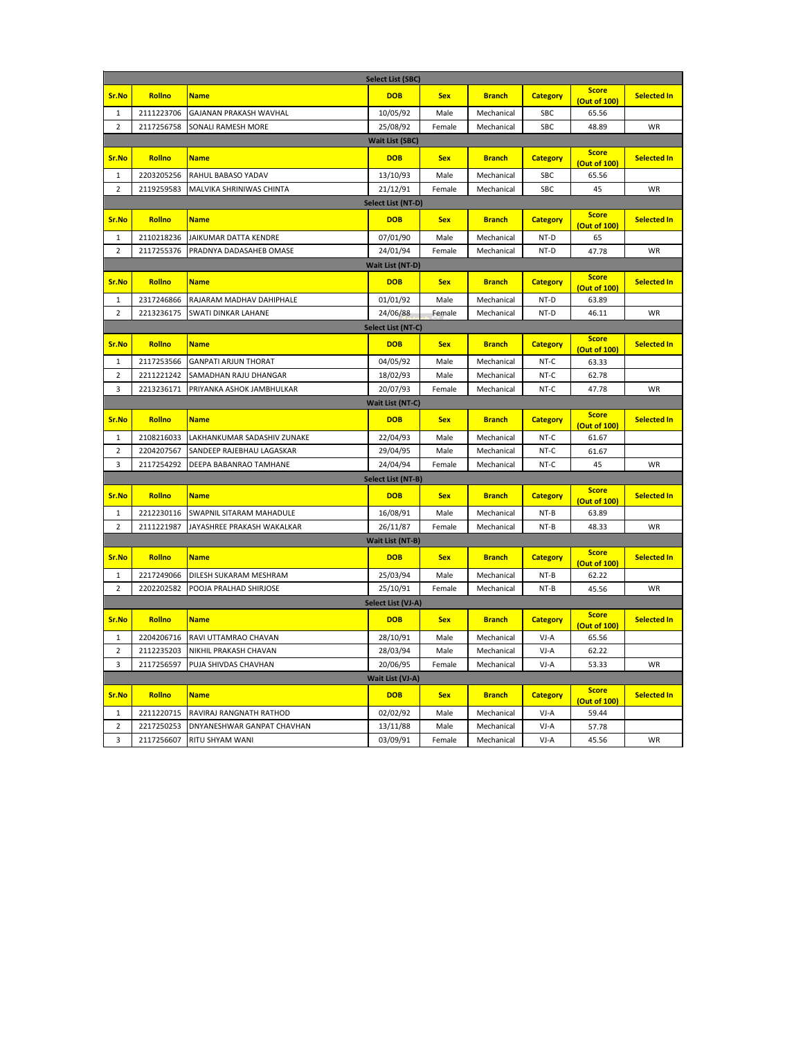**Select List (SBC)**

| Sr.No | Rollno | Name | DOB | Sex | Branch | Category | Score (Out of 100) | Selected In |
|---|---|---|---|---|---|---|---|---|
| 1 | 2111223706 | GAJANAN PRAKASH WAVHAL | 10/05/92 | Male | Mechanical | SBC | 65.56 | |
| 2 | 2117256758 | SONALI RAMESH MORE | 25/08/92 | Female | Mechanical | SBC | 48.89 | WR |

**Wait List (SBC)**

| Sr.No | Rollno | Name | DOB | Sex | Branch | Category | Score (Out of 100) | Selected In |
|---|---|---|---|---|---|---|---|---|
| 1 | 2203205256 | RAHUL BABASO YADAV | 13/10/93 | Male | Mechanical | SBC | 65.56 | |
| 2 | 2119259583 | MALVIKA SHRINIWAS CHINTA | 21/12/91 | Female | Mechanical | SBC | 45 | WR |

**Select List (NT-D)**

| Sr.No | Rollno | Name | DOB | Sex | Branch | Category | Score (Out of 100) | Selected In |
|---|---|---|---|---|---|---|---|---|
| 1 | 2110218236 | JAIKUMAR DATTA KENDRE | 07/01/90 | Male | Mechanical | NT-D | 65 | |
| 2 | 2117255376 | PRADNYA DADASAHEB OMASE | 24/01/94 | Female | Mechanical | NT-D | 47.78 | WR |

**Wait List (NT-D)**

| Sr.No | Rollno | Name | DOB | Sex | Branch | Category | Score (Out of 100) | Selected In |
|---|---|---|---|---|---|---|---|---|
| 1 | 2317246866 | RAJARAM MADHAV DAHIPHALE | 01/01/92 | Male | Mechanical | NT-D | 63.89 | |
| 2 | 2213236175 | SWATI DINKAR LAHANE | 24/06/88 | Female | Mechanical | NT-D | 46.11 | WR |

**Select List (NT-C)**

| Sr.No | Rollno | Name | DOB | Sex | Branch | Category | Score (Out of 100) | Selected In |
|---|---|---|---|---|---|---|---|---|
| 1 | 2117253566 | GANPATI ARJUN THORAT | 04/05/92 | Male | Mechanical | NT-C | 63.33 | |
| 2 | 2211221242 | SAMADHAN RAJU DHANGAR | 18/02/93 | Male | Mechanical | NT-C | 62.78 | |
| 3 | 2213236171 | PRIYANKA ASHOK JAMBHULKAR | 20/07/93 | Female | Mechanical | NT-C | 47.78 | WR |

**Wait List (NT-C)**

| Sr.No | Rollno | Name | DOB | Sex | Branch | Category | Score (Out of 100) | Selected In |
|---|---|---|---|---|---|---|---|---|
| 1 | 2108216033 | LAKHANKUMAR SADASHIV ZUNAKE | 22/04/93 | Male | Mechanical | NT-C | 61.67 | |
| 2 | 2204207567 | SANDEEP RAJEBHAU LAGASKAR | 29/04/95 | Male | Mechanical | NT-C | 61.67 | |
| 3 | 2117254292 | DEEPA BABANRAO TAMHANE | 24/04/94 | Female | Mechanical | NT-C | 45 | WR |

**Select List (NT-B)**

| Sr.No | Rollno | Name | DOB | Sex | Branch | Category | Score (Out of 100) | Selected In |
|---|---|---|---|---|---|---|---|---|
| 1 | 2212230116 | SWAPNIL SITARAM MAHADULE | 16/08/91 | Male | Mechanical | NT-B | 63.89 | |
| 2 | 2111221987 | JAYASHREE PRAKASH WAKALKAR | 26/11/87 | Female | Mechanical | NT-B | 48.33 | WR |

**Wait List (NT-B)**

| Sr.No | Rollno | Name | DOB | Sex | Branch | Category | Score (Out of 100) | Selected In |
|---|---|---|---|---|---|---|---|---|
| 1 | 2217249066 | DILESH SUKARAM MESHRAM | 25/03/94 | Male | Mechanical | NT-B | 62.22 | |
| 2 | 2202202582 | POOJA PRALHAD SHIRJOSE | 25/10/91 | Female | Mechanical | NT-B | 45.56 | WR |

**Select List (VJ-A)**

| Sr.No | Rollno | Name | DOB | Sex | Branch | Category | Score (Out of 100) | Selected In |
|---|---|---|---|---|---|---|---|---|
| 1 | 2204206716 | RAVI UTTAMRAO CHAVAN | 28/10/91 | Male | Mechanical | VJ-A | 65.56 | |
| 2 | 2112235203 | NIKHIL PRAKASH CHAVAN | 28/03/94 | Male | Mechanical | VJ-A | 62.22 | |
| 3 | 2117256597 | PUJA SHIVDAS CHAVHAN | 20/06/95 | Female | Mechanical | VJ-A | 53.33 | WR |

**Wait List (VJ-A)**

| Sr.No | Rollno | Name | DOB | Sex | Branch | Category | Score (Out of 100) | Selected In |
|---|---|---|---|---|---|---|---|---|
| 1 | 2211220715 | RAVIRAJ RANGNATH RATHOD | 02/02/92 | Male | Mechanical | VJ-A | 59.44 | |
| 2 | 2217250253 | DNYANESHWAR GANPAT CHAVHAN | 13/11/88 | Male | Mechanical | VJ-A | 57.78 | |
| 3 | 2117256607 | RITU SHYAM WANI | 03/09/91 | Female | Mechanical | VJ-A | 45.56 | WR |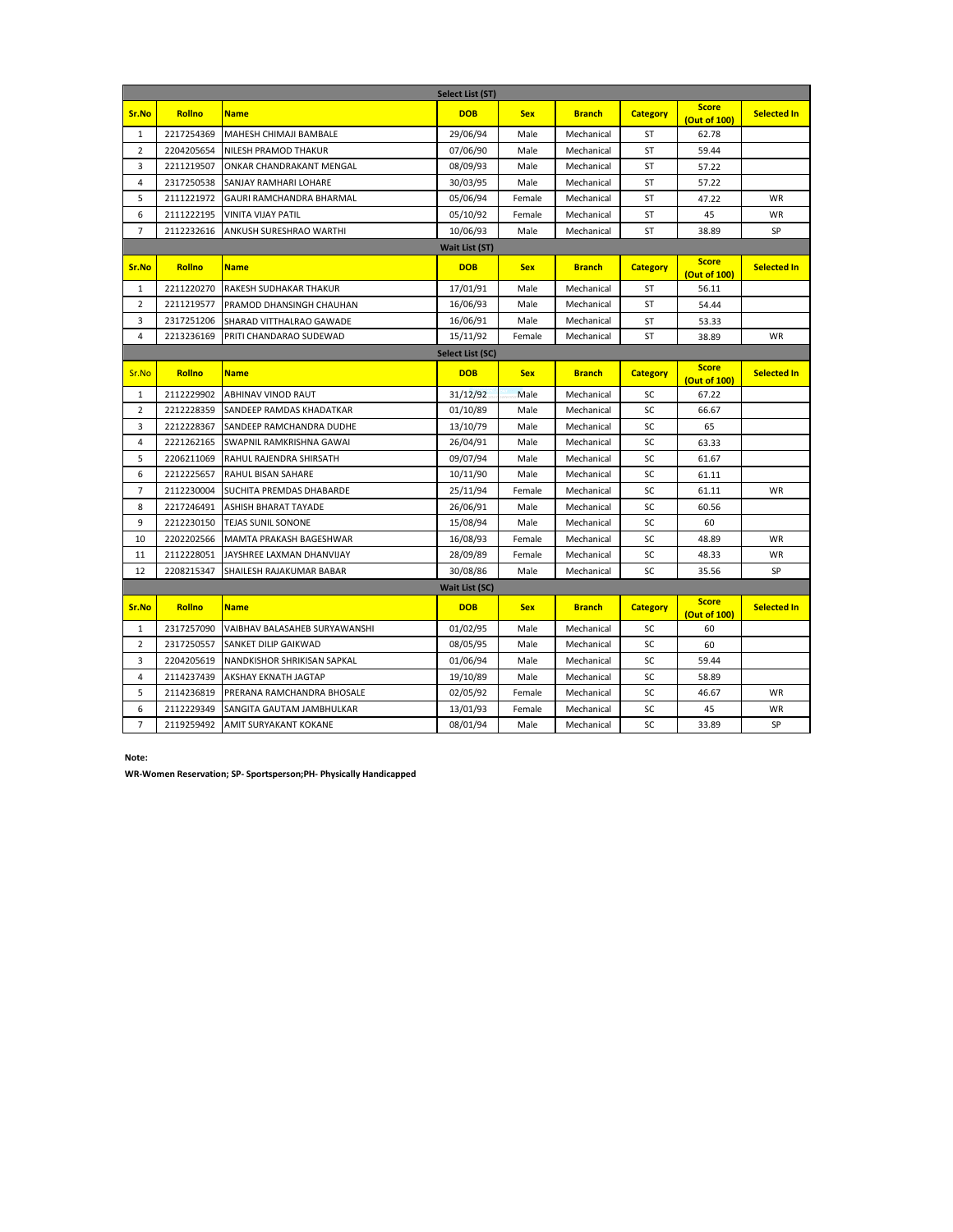| Select List (ST) | | | | | | | | |
|---|---|---|---|---|---|---|---|---|
| **Sr.No** | **Rollno** | **Name** | **DOB** | **Sex** | **Branch** | **Category** | **Score (Out of 100)** | **Selected In** |
| 1 | 2217254369 | MAHESH CHIMAJI BAMBALE | 29/06/94 | Male | Mechanical | ST | 62.78 | |
| 2 | 2204205654 | NILESH PRAMOD THAKUR | 07/06/90 | Male | Mechanical | ST | 59.44 | |
| 3 | 2211219507 | ONKAR CHANDRAKANT MENGAL | 08/09/93 | Male | Mechanical | ST | 57.22 | |
| 4 | 2317250538 | SANJAY RAMHARI LOHARE | 30/03/95 | Male | Mechanical | ST | 57.22 | |
| 5 | 2111221972 | GAURI RAMCHANDRA BHARMAL | 05/06/94 | Female | Mechanical | ST | 47.22 | WR |
| 6 | 2111222195 | VINITA VIJAY PATIL | 05/10/92 | Female | Mechanical | ST | 45 | WR |
| 7 | 2112232616 | ANKUSH SURESHRAO WARTHI | 10/06/93 | Male | Mechanical | ST | 38.89 | SP |

| Wait List (ST) | | | | | | | | |
|---|---|---|---|---|---|---|---|---|
| **Sr.No** | **Rollno** | **Name** | **DOB** | **Sex** | **Branch** | **Category** | **Score (Out of 100)** | **Selected In** |
| 1 | 2211220270 | RAKESH SUDHAKAR THAKUR | 17/01/91 | Male | Mechanical | ST | 56.11 | |
| 2 | 2211219577 | PRAMOD DHANSINGH CHAUHAN | 16/06/93 | Male | Mechanical | ST | 54.44 | |
| 3 | 2317251206 | SHARAD VITTHALRAO GAWADE | 16/06/91 | Male | Mechanical | ST | 53.33 | |
| 4 | 2213236169 | PRITI CHANDARAO SUDEWAD | 15/11/92 | Female | Mechanical | ST | 38.89 | WR |

| Select List (SC) | | | | | | | | |
|---|---|---|---|---|---|---|---|---|
| Sr.No | **Rollno** | **Name** | **DOB** | **Sex** | **Branch** | **Category** | **Score (Out of 100)** | **Selected In** |
| 1 | 2112229902 | ABHINAV VINOD RAUT | 31/12/92 | Male | Mechanical | SC | 67.22 | |
| 2 | 2212228359 | SANDEEP RAMDAS KHADATKAR | 01/10/89 | Male | Mechanical | SC | 66.67 | |
| 3 | 2212228367 | SANDEEP RAMCHANDRA DUDHE | 13/10/79 | Male | Mechanical | SC | 65 | |
| 4 | 2221262165 | SWAPNIL RAMKRISHNA GAWAI | 26/04/91 | Male | Mechanical | SC | 63.33 | |
| 5 | 2206211069 | RAHUL RAJENDRA SHIRSATH | 09/07/94 | Male | Mechanical | SC | 61.67 | |
| 6 | 2212225657 | RAHUL BISAN SAHARE | 10/11/90 | Male | Mechanical | SC | 61.11 | |
| 7 | 2112230004 | SUCHITA PREMDAS DHABARDE | 25/11/94 | Female | Mechanical | SC | 61.11 | WR |
| 8 | 2217246491 | ASHISH BHARAT TAYADE | 26/06/91 | Male | Mechanical | SC | 60.56 | |
| 9 | 2212230150 | TEJAS SUNIL SONONE | 15/08/94 | Male | Mechanical | SC | 60 | |
| 10 | 2202202566 | MAMTA PRAKASH BAGESHWAR | 16/08/93 | Female | Mechanical | SC | 48.89 | WR |
| 11 | 2112228051 | JAYSHREE LAXMAN DHANVIJAY | 28/09/89 | Female | Mechanical | SC | 48.33 | WR |
| 12 | 2208215347 | SHAILESH RAJAKUMAR BABAR | 30/08/86 | Male | Mechanical | SC | 35.56 | SP |

| Wait List (SC) | | | | | | | | |
|---|---|---|---|---|---|---|---|---|
| **Sr.No** | **Rollno** | **Name** | **DOB** | **Sex** | **Branch** | **Category** | **Score (Out of 100)** | **Selected In** |
| 1 | 2317257090 | VAIBHAV BALASAHEB SURYAWANSHI | 01/02/95 | Male | Mechanical | SC | 60 | |
| 2 | 2317250557 | SANKET DILIP GAIKWAD | 08/05/95 | Male | Mechanical | SC | 60 | |
| 3 | 2204205619 | NANDKISHOR SHRIKISAN SAPKAL | 01/06/94 | Male | Mechanical | SC | 59.44 | |
| 4 | 2114237439 | AKSHAY EKNATH JAGTAP | 19/10/89 | Male | Mechanical | SC | 58.89 | |
| 5 | 2114236819 | PRERANA RAMCHANDRA BHOSALE | 02/05/92 | Female | Mechanical | SC | 46.67 | WR |
| 6 | 2112229349 | SANGITA GAUTAM JAMBHULKAR | 13/01/93 | Female | Mechanical | SC | 45 | WR |
| 7 | 2119259492 | AMIT SURYAKANT KOKANE | 08/01/94 | Male | Mechanical | SC | 33.89 | SP |

**Note:**

**WR-Women Reservation; SP- Sportsperson;PH- Physically Handicapped**